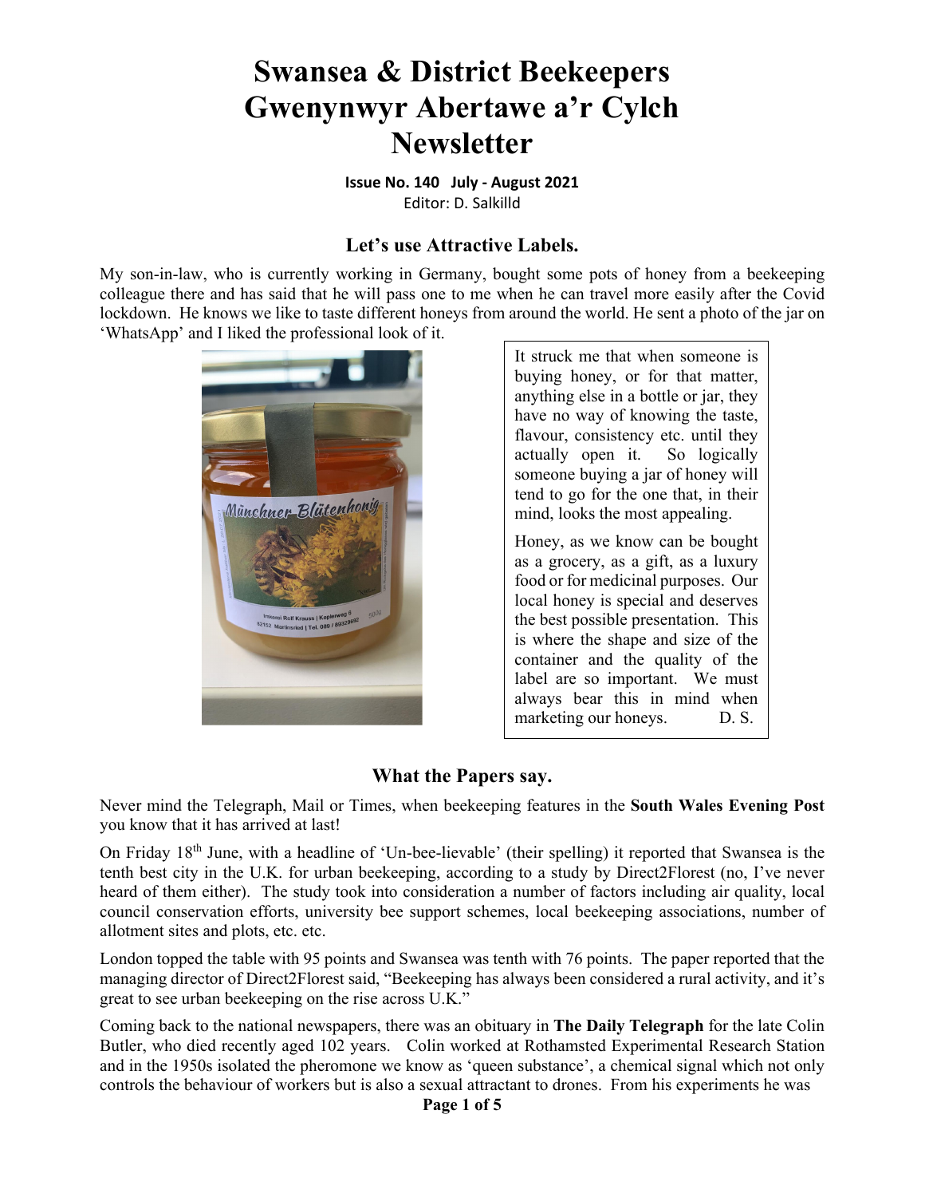# Swansea & District Beekeepers
# Gwenynwyr Abertawe a'r Cylch
# Newsletter

**Issue No. 140 July - August 2021**
Editor: D. Salkilld

## Let's use Attractive Labels.

My son-in-law, who is currently working in Germany, bought some pots of honey from a beekeeping colleague there and has said that he will pass one to me when he can travel more easily after the Covid lockdown. He knows we like to taste different honeys from around the world. He sent a photo of the jar on 'WhatsApp' and I liked the professional look of it.

It struck me that when someone is buying honey, or for that matter, anything else in a bottle or jar, they have no way of knowing the taste, flavour, consistency etc. until they actually open it. So logically someone buying a jar of honey will tend to go for the one that, in their mind, looks the most appealing.

Honey, as we know can be bought as a grocery, as a gift, as a luxury food or for medicinal purposes. Our local honey is special and deserves the best possible presentation. This is where the shape and size of the container and the quality of the label are so important. We must always bear this in mind when marketing our honeys. D. S.

## What the Papers say.

Never mind the Telegraph, Mail or Times, when beekeeping features in the **South Wales Evening Post** you know that it has arrived at last!

On Friday 18th June, with a headline of 'Un-bee-lievable' (their spelling) it reported that Swansea is the tenth best city in the U.K. for urban beekeeping, according to a study by Direct2Florest (no, I've never heard of them either). The study took into consideration a number of factors including air quality, local council conservation efforts, university bee support schemes, local beekeeping associations, number of allotment sites and plots, etc. etc.

London topped the table with 95 points and Swansea was tenth with 76 points. The paper reported that the managing director of Direct2Florest said, "Beekeeping has always been considered a rural activity, and it's great to see urban beekeeping on the rise across U.K."

Coming back to the national newspapers, there was an obituary in **The Daily Telegraph** for the late Colin Butler, who died recently aged 102 years. Colin worked at Rothamsted Experimental Research Station and in the 1950s isolated the pheromone we know as 'queen substance', a chemical signal which not only controls the behaviour of workers but is also a sexual attractant to drones. From his experiments he was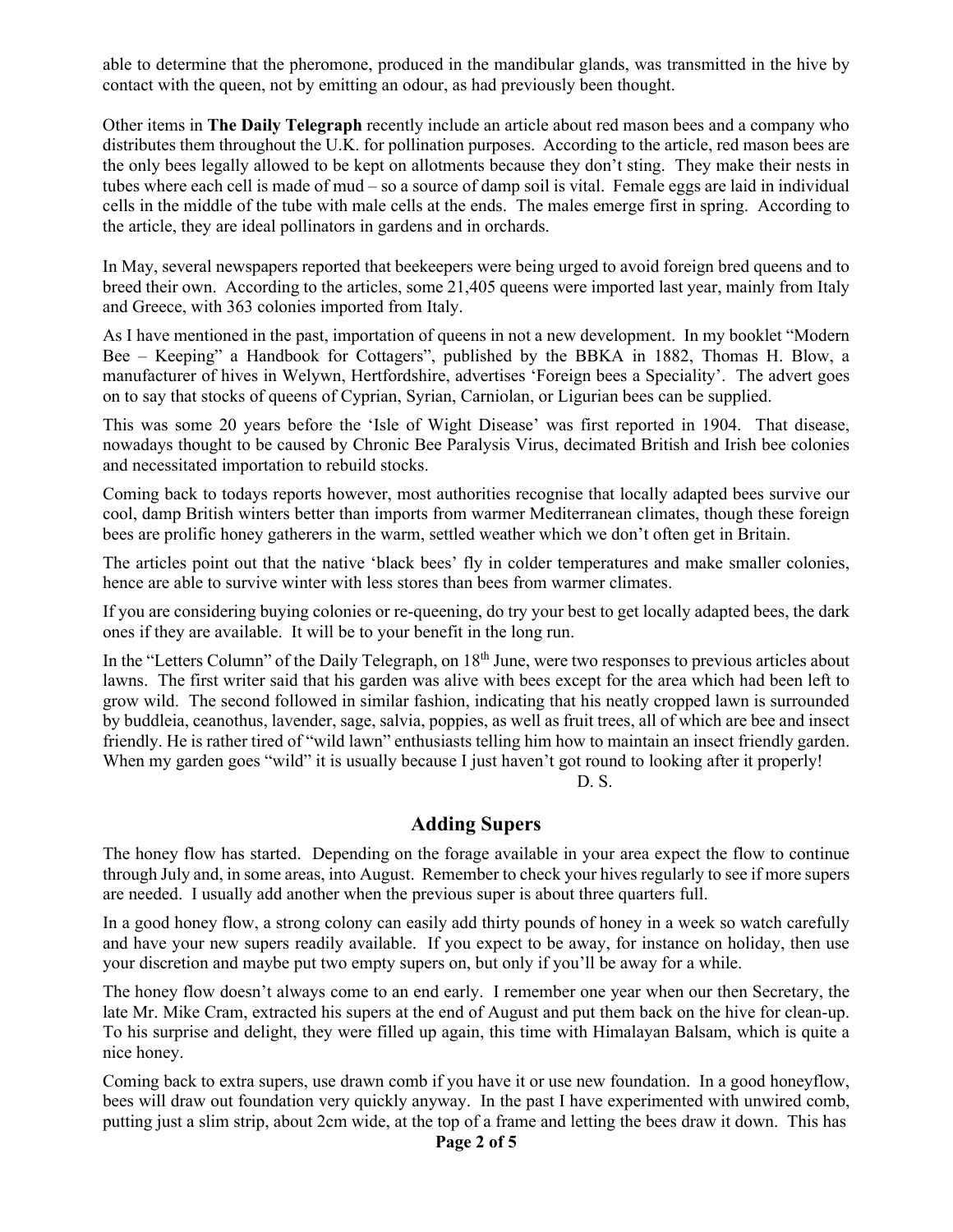able to determine that the pheromone, produced in the mandibular glands, was transmitted in the hive by contact with the queen, not by emitting an odour, as had previously been thought.

Other items in **The Daily Telegraph** recently include an article about red mason bees and a company who distributes them throughout the U.K. for pollination purposes. According to the article, red mason bees are the only bees legally allowed to be kept on allotments because they don't sting. They make their nests in tubes where each cell is made of mud – so a source of damp soil is vital. Female eggs are laid in individual cells in the middle of the tube with male cells at the ends. The males emerge first in spring. According to the article, they are ideal pollinators in gardens and in orchards.

In May, several newspapers reported that beekeepers were being urged to avoid foreign bred queens and to breed their own. According to the articles, some 21,405 queens were imported last year, mainly from Italy and Greece, with 363 colonies imported from Italy.

As I have mentioned in the past, importation of queens in not a new development. In my booklet "Modern Bee – Keeping" a Handbook for Cottagers", published by the BBKA in 1882, Thomas H. Blow, a manufacturer of hives in Welywn, Hertfordshire, advertises 'Foreign bees a Speciality'. The advert goes on to say that stocks of queens of Cyprian, Syrian, Carniolan, or Ligurian bees can be supplied.

This was some 20 years before the 'Isle of Wight Disease' was first reported in 1904. That disease, nowadays thought to be caused by Chronic Bee Paralysis Virus, decimated British and Irish bee colonies and necessitated importation to rebuild stocks.

Coming back to todays reports however, most authorities recognise that locally adapted bees survive our cool, damp British winters better than imports from warmer Mediterranean climates, though these foreign bees are prolific honey gatherers in the warm, settled weather which we don't often get in Britain.

The articles point out that the native 'black bees' fly in colder temperatures and make smaller colonies, hence are able to survive winter with less stores than bees from warmer climates.

If you are considering buying colonies or re-queening, do try your best to get locally adapted bees, the dark ones if they are available. It will be to your benefit in the long run.

In the "Letters Column" of the Daily Telegraph, on 18th June, were two responses to previous articles about lawns. The first writer said that his garden was alive with bees except for the area which had been left to grow wild. The second followed in similar fashion, indicating that his neatly cropped lawn is surrounded by buddleia, ceanothus, lavender, sage, salvia, poppies, as well as fruit trees, all of which are bee and insect friendly. He is rather tired of "wild lawn" enthusiasts telling him how to maintain an insect friendly garden. When my garden goes "wild" it is usually because I just haven't got round to looking after it properly!

D. S.

## Adding Supers

The honey flow has started. Depending on the forage available in your area expect the flow to continue through July and, in some areas, into August. Remember to check your hives regularly to see if more supers are needed. I usually add another when the previous super is about three quarters full.

In a good honey flow, a strong colony can easily add thirty pounds of honey in a week so watch carefully and have your new supers readily available. If you expect to be away, for instance on holiday, then use your discretion and maybe put two empty supers on, but only if you'll be away for a while.

The honey flow doesn't always come to an end early. I remember one year when our then Secretary, the late Mr. Mike Cram, extracted his supers at the end of August and put them back on the hive for clean-up. To his surprise and delight, they were filled up again, this time with Himalayan Balsam, which is quite a nice honey.

Coming back to extra supers, use drawn comb if you have it or use new foundation. In a good honeyflow, bees will draw out foundation very quickly anyway. In the past I have experimented with unwired comb, putting just a slim strip, about 2cm wide, at the top of a frame and letting the bees draw it down. This has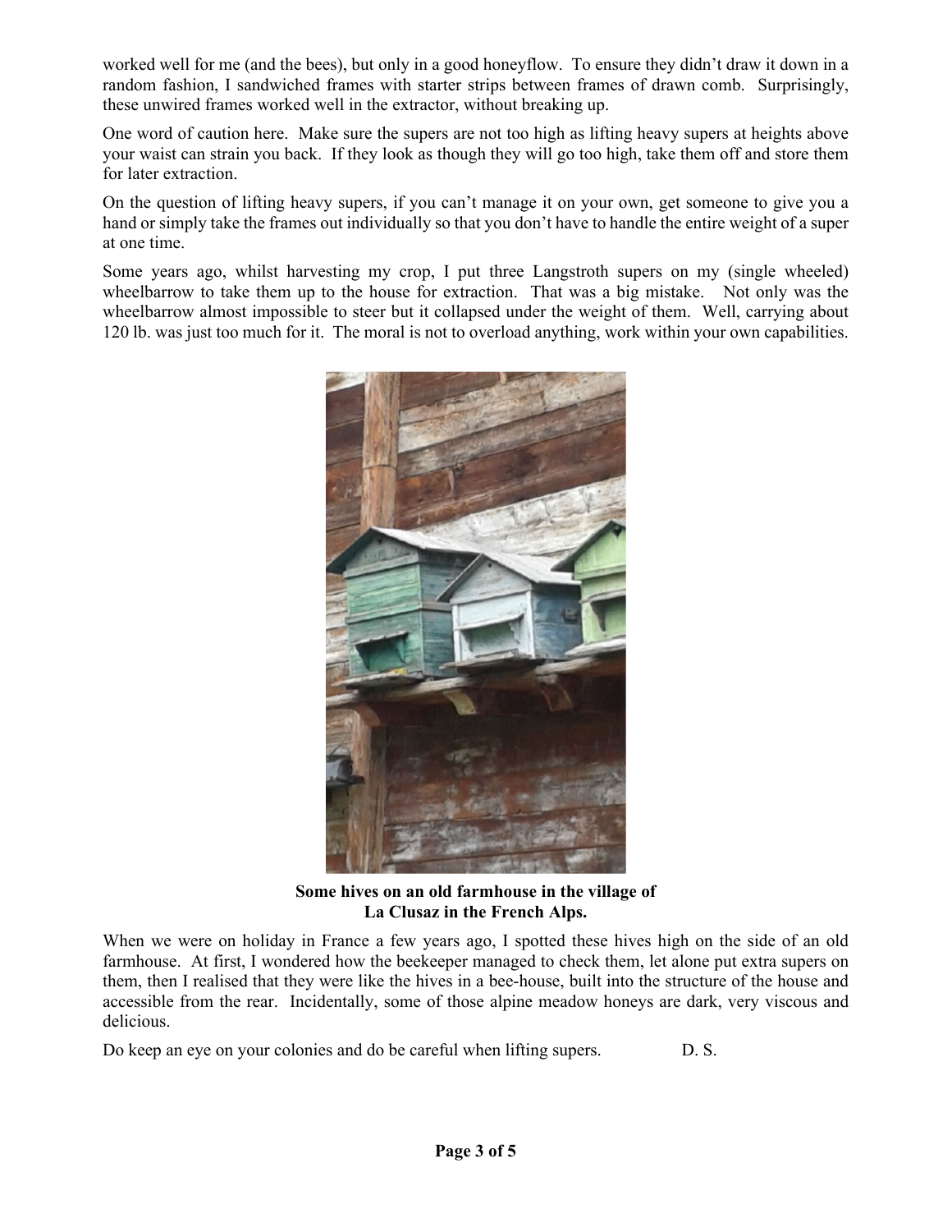worked well for me (and the bees), but only in a good honeyflow. To ensure they didn't draw it down in a random fashion, I sandwiched frames with starter strips between frames of drawn comb. Surprisingly, these unwired frames worked well in the extractor, without breaking up.

One word of caution here. Make sure the supers are not too high as lifting heavy supers at heights above your waist can strain you back. If they look as though they will go too high, take them off and store them for later extraction.

On the question of lifting heavy supers, if you can't manage it on your own, get someone to give you a hand or simply take the frames out individually so that you don't have to handle the entire weight of a super at one time.

Some years ago, whilst harvesting my crop, I put three Langstroth supers on my (single wheeled) wheelbarrow to take them up to the house for extraction. That was a big mistake. Not only was the wheelbarrow almost impossible to steer but it collapsed under the weight of them. Well, carrying about 120 lb. was just too much for it. The moral is not to overload anything, work within your own capabilities.

**Some hives on an old farmhouse in the village of La Clusaz in the French Alps.**

When we were on holiday in France a few years ago, I spotted these hives high on the side of an old farmhouse. At first, I wondered how the beekeeper managed to check them, let alone put extra supers on them, then I realised that they were like the hives in a bee-house, built into the structure of the house and accessible from the rear. Incidentally, some of those alpine meadow honeys are dark, very viscous and delicious.

Do keep an eye on your colonies and do be careful when lifting supers. D. S.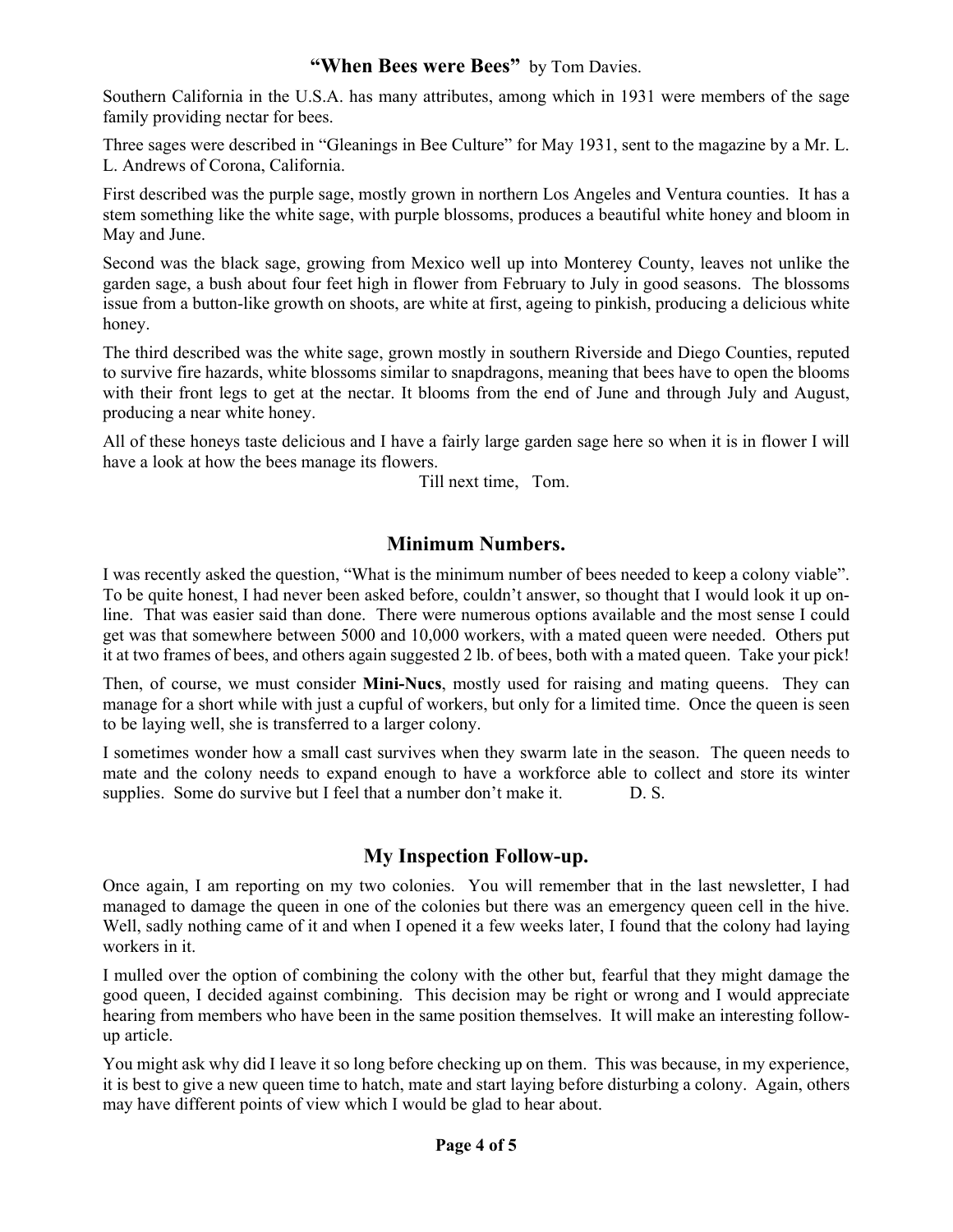## **"When Bees were Bees"** by Tom Davies.

Southern California in the U.S.A. has many attributes, among which in 1931 were members of the sage family providing nectar for bees.

Three sages were described in "Gleanings in Bee Culture" for May 1931, sent to the magazine by a Mr. L. L. Andrews of Corona, California.

First described was the purple sage, mostly grown in northern Los Angeles and Ventura counties. It has a stem something like the white sage, with purple blossoms, produces a beautiful white honey and bloom in May and June.

Second was the black sage, growing from Mexico well up into Monterey County, leaves not unlike the garden sage, a bush about four feet high in flower from February to July in good seasons. The blossoms issue from a button-like growth on shoots, are white at first, ageing to pinkish, producing a delicious white honey.

The third described was the white sage, grown mostly in southern Riverside and Diego Counties, reputed to survive fire hazards, white blossoms similar to snapdragons, meaning that bees have to open the blooms with their front legs to get at the nectar. It blooms from the end of June and through July and August, producing a near white honey.

All of these honeys taste delicious and I have a fairly large garden sage here so when it is in flower I will have a look at how the bees manage its flowers.

Till next time, Tom.

## Minimum Numbers.

I was recently asked the question, "What is the minimum number of bees needed to keep a colony viable". To be quite honest, I had never been asked before, couldn't answer, so thought that I would look it up on-line. That was easier said than done. There were numerous options available and the most sense I could get was that somewhere between 5000 and 10,000 workers, with a mated queen were needed. Others put it at two frames of bees, and others again suggested 2 lb. of bees, both with a mated queen. Take your pick!

Then, of course, we must consider **Mini-Nucs**, mostly used for raising and mating queens. They can manage for a short while with just a cupful of workers, but only for a limited time. Once the queen is seen to be laying well, she is transferred to a larger colony.

I sometimes wonder how a small cast survives when they swarm late in the season. The queen needs to mate and the colony needs to expand enough to have a workforce able to collect and store its winter supplies. Some do survive but I feel that a number don't make it. D. S.

## My Inspection Follow-up.

Once again, I am reporting on my two colonies. You will remember that in the last newsletter, I had managed to damage the queen in one of the colonies but there was an emergency queen cell in the hive. Well, sadly nothing came of it and when I opened it a few weeks later, I found that the colony had laying workers in it.

I mulled over the option of combining the colony with the other but, fearful that they might damage the good queen, I decided against combining. This decision may be right or wrong and I would appreciate hearing from members who have been in the same position themselves. It will make an interesting follow-up article.

You might ask why did I leave it so long before checking up on them. This was because, in my experience, it is best to give a new queen time to hatch, mate and start laying before disturbing a colony. Again, others may have different points of view which I would be glad to hear about.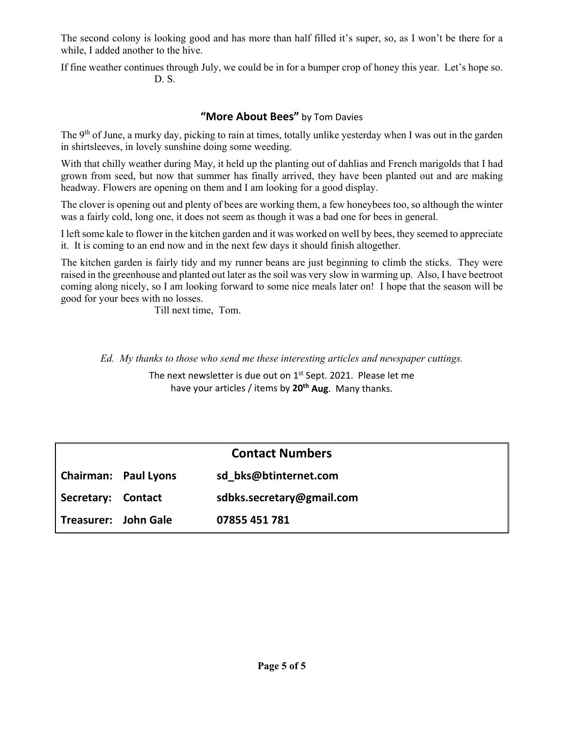The second colony is looking good and has more than half filled it's super, so, as I won't be there for a while, I added another to the hive.

If fine weather continues through July, we could be in for a bumper crop of honey this year. Let's hope so.
D. S.

## **"More About Bees"** by Tom Davies

The 9th of June, a murky day, picking to rain at times, totally unlike yesterday when I was out in the garden in shirtsleeves, in lovely sunshine doing some weeding.

With that chilly weather during May, it held up the planting out of dahlias and French marigolds that I had grown from seed, but now that summer has finally arrived, they have been planted out and are making headway. Flowers are opening on them and I am looking for a good display.

The clover is opening out and plenty of bees are working them, a few honeybees too, so although the winter was a fairly cold, long one, it does not seem as though it was a bad one for bees in general.

I left some kale to flower in the kitchen garden and it was worked on well by bees, they seemed to appreciate it. It is coming to an end now and in the next few days it should finish altogether.

The kitchen garden is fairly tidy and my runner beans are just beginning to climb the sticks. They were raised in the greenhouse and planted out later as the soil was very slow in warming up. Also, I have beetroot coming along nicely, so I am looking forward to some nice meals later on! I hope that the season will be good for your bees with no losses.

Till next time, Tom.

*Ed. My thanks to those who send me these interesting articles and newspaper cuttings.*

The next newsletter is due out on 1st Sept. 2021. Please let me have your articles / items by **20th Aug**. Many thanks.

| **Contact Numbers** | | |
|---|---|---|
| **Chairman:** | **Paul Lyons** | **sd_bks@btinternet.com** |
| **Secretary:** | **Contact** | **sdbks.secretary@gmail.com** |
| **Treasurer:** | **John Gale** | **07855 451 781** |